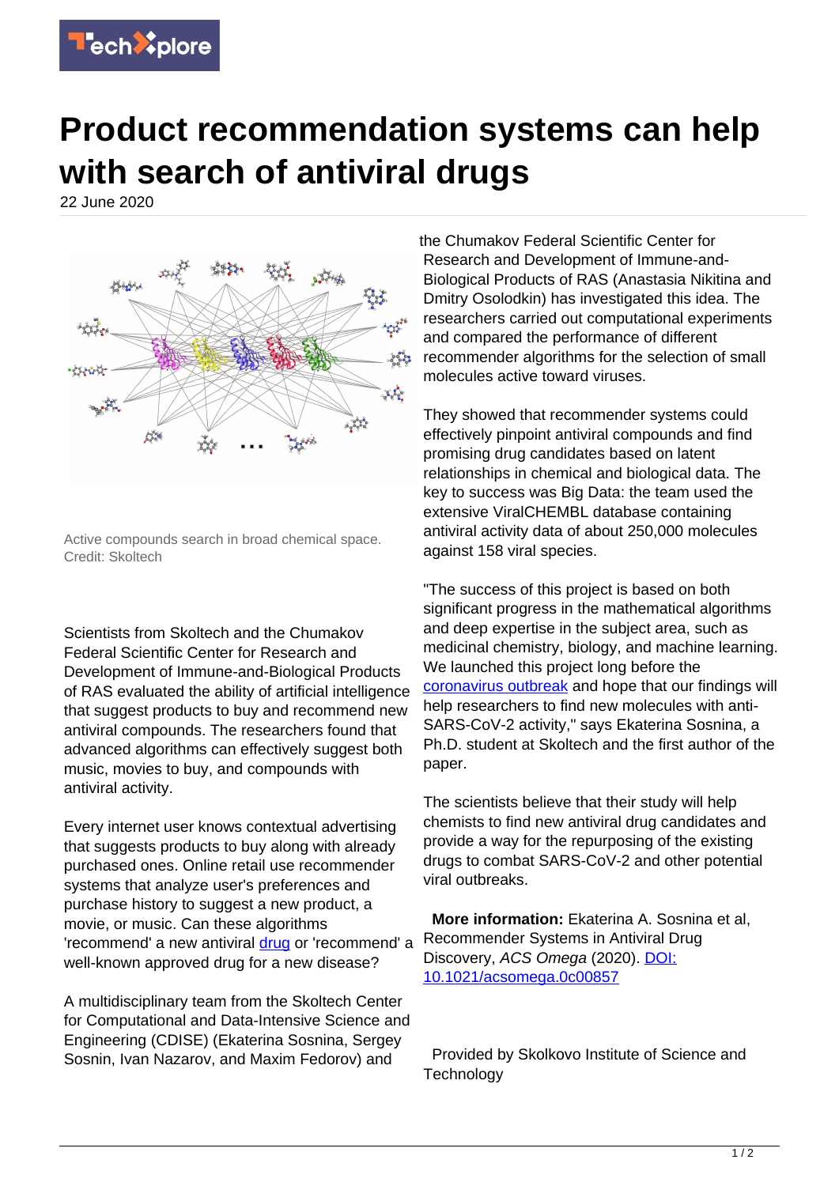# Product recommendation systems can help with search of antiviral drugs

22 June 2020

Active compounds search in broad chemical space. Credit: Skoltech

Scientists from Skoltech and the Chumakov Federal Scientific Center for Research and Development of Immune-and-Biological Products of RAS evaluated the ability of artificial intelligence that suggest products to buy and recommend new antiviral compounds. The researchers found that advanced algorithms can effectively suggest both music, movies to buy, and compounds with antiviral activity.

Every internet user knows contextual advertising that suggests products to buy along with already purchased ones. Online retail use recommender systems that analyze user's preferences and purchase history to suggest a new product, a movie, or music. Can these algorithms 'recommend' a new antiviral drug or 'recommend' a well-known approved drug for a new disease?

A multidisciplinary team from the Skoltech Center for Computational and Data-Intensive Science and Engineering (CDISE) (Ekaterina Sosnina, Sergey Sosnin, Ivan Nazarov, and Maxim Fedorov) and the Chumakov Federal Scientific Center for Research and Development of Immune-and-Biological Products of RAS (Anastasia Nikitina and Dmitry Osolodkin) has investigated this idea. The researchers carried out computational experiments and compared the performance of different recommender algorithms for the selection of small molecules active toward viruses.

They showed that recommender systems could effectively pinpoint antiviral compounds and find promising drug candidates based on latent relationships in chemical and biological data. The key to success was Big Data: the team used the extensive ViralCHEMBL database containing antiviral activity data of about 250,000 molecules against 158 viral species.

"The success of this project is based on both significant progress in the mathematical algorithms and deep expertise in the subject area, such as medicinal chemistry, biology, and machine learning. We launched this project long before the coronavirus outbreak and hope that our findings will help researchers to find new molecules with anti-SARS-CoV-2 activity," says Ekaterina Sosnina, a Ph.D. student at Skoltech and the first author of the paper.

The scientists believe that their study will help chemists to find new antiviral drug candidates and provide a way for the repurposing of the existing drugs to combat SARS-CoV-2 and other potential viral outbreaks.

**More information:** Ekaterina A. Sosnina et al, Recommender Systems in Antiviral Drug Discovery, *ACS Omega* (2020). DOI: 10.1021/acsomega.0c00857

Provided by Skolkovo Institute of Science and Technology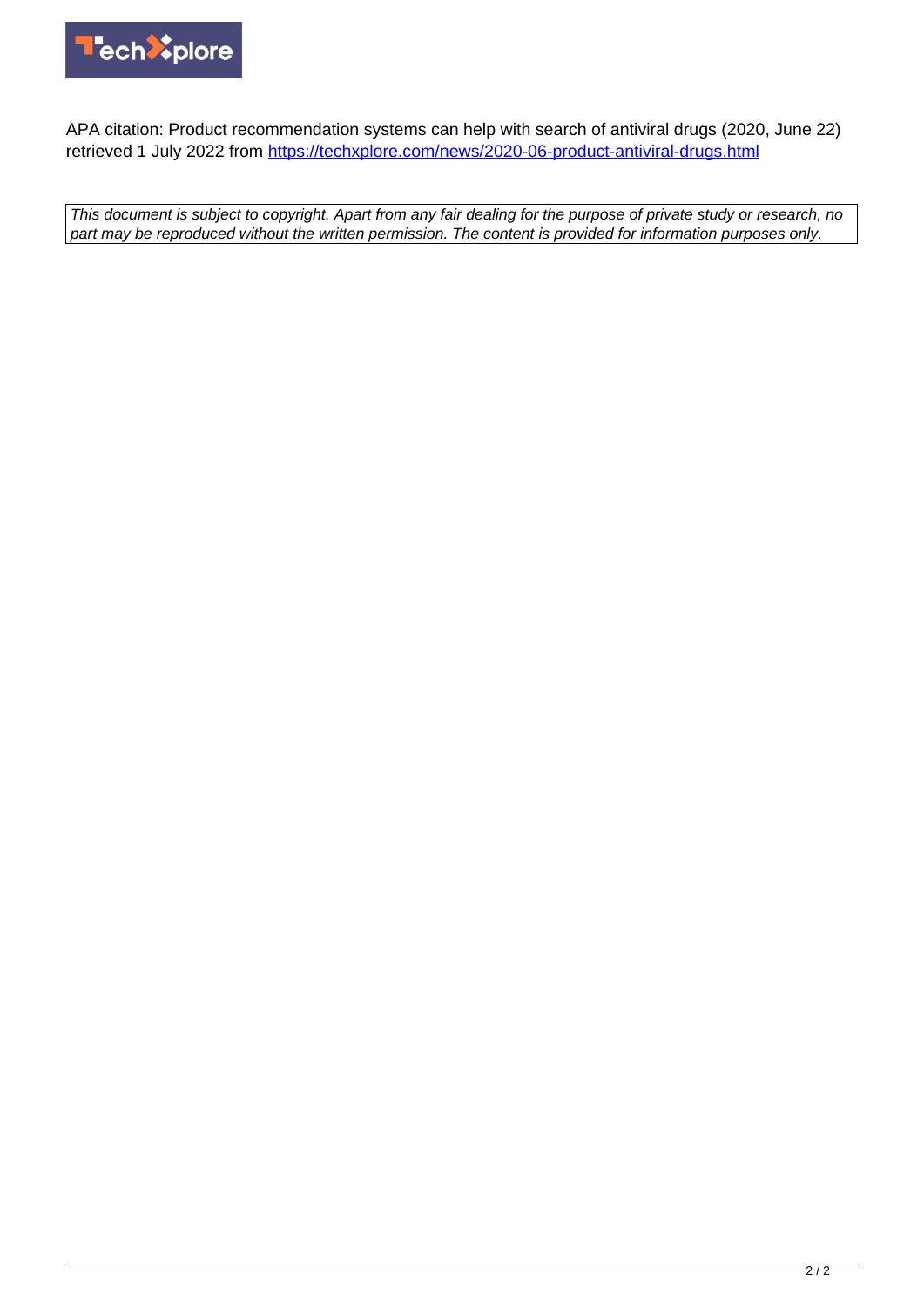APA citation: Product recommendation systems can help with search of antiviral drugs (2020, June 22) retrieved 1 July 2022 from https://techxplore.com/news/2020-06-product-antiviral-drugs.html

*This document is subject to copyright. Apart from any fair dealing for the purpose of private study or research, no part may be reproduced without the written permission. The content is provided for information purposes only.*